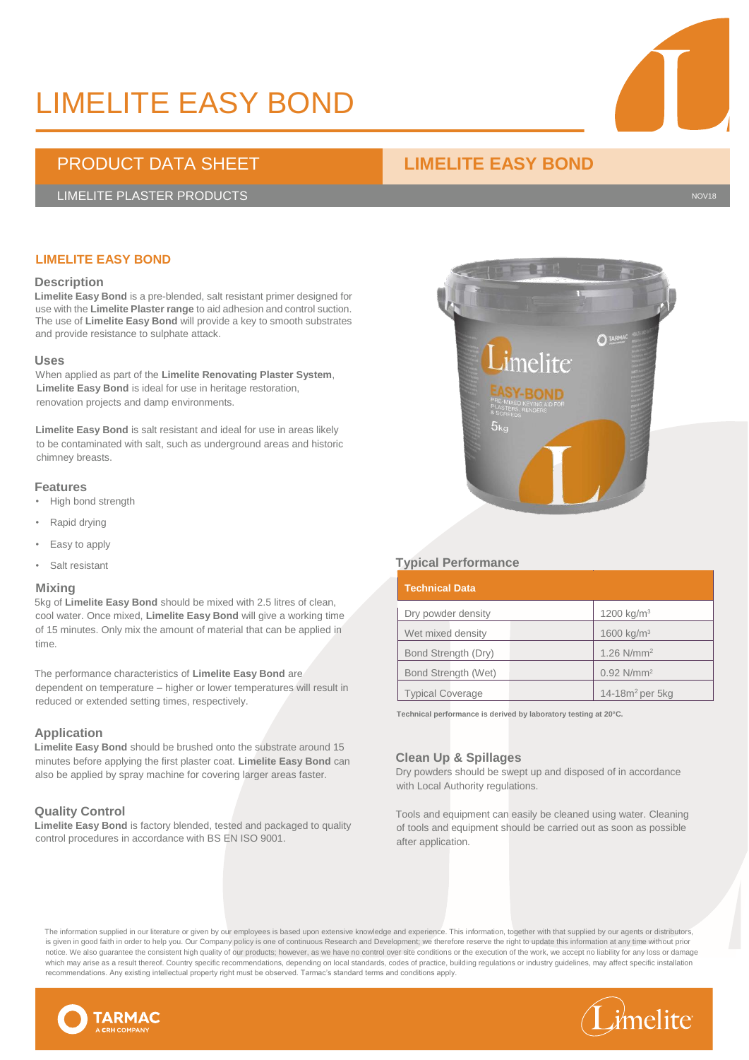# LIMELITE EASY BOND

## PRODUCT DATA SHEET

## LIMELITE EASY BOND

LIMELITE PLASTER PRODUCTS

NOV18

### LIMELITE EASY BOND

#### Description

**Limelite Easy Bond** is a pre-blended, salt resistant primer designed for use with the **Limelite Plaster range** to aid adhesion and control suction. The use of **Limelite Easy Bond** will provide a key to smooth substrates and provide resistance to sulphate attack.

#### Uses

When applied as part of the **Limelite Renovating Plaster System**, **Limelite Easy Bond** is ideal for use in heritage restoration, renovation projects and damp environments.

**Limelite Easy Bond** is salt resistant and ideal for use in areas likely to be contaminated with salt, such as underground areas and historic chimney breasts.

#### Features

- High bond strength
- Rapid drying
- Easy to apply
- Salt resistant

#### Mixing

5kg of **Limelite Easy Bond** should be mixed with 2.5 litres of clean, cool water. Once mixed, **Limelite Easy Bond** will give a working time of 15 minutes. Only mix the amount of material that can be applied in time.

The performance characteristics of **Limelite Easy Bond** are dependent on temperature – higher or lower temperatures will result in reduced or extended setting times, respectively.

#### Application

**Limelite Easy Bond** should be brushed onto the substrate around 15 minutes before applying the first plaster coat. **Limelite Easy Bond** can also be applied by spray machine for covering larger areas faster.

#### Quality Control

**Limelite Easy Bond** is factory blended, tested and packaged to quality control procedures in accordance with BS EN ISO 9001.

#### Typical Performance

| Technical Data | |
|---|---|
| Dry powder density | 1200 kg/m$^3$ |
| Wet mixed density | 1600 kg/m$^3$ |
| Bond Strength (Dry) | 1.26 N/mm$^2$ |
| Bond Strength (Wet) | 0.92 N/mm$^2$ |
| Typical Coverage | 14-18m$^2$ per 5kg |

**Technical performance is derived by laboratory testing at 20°C.**

#### Clean Up & Spillages

Dry powders should be swept up and disposed of in accordance with Local Authority regulations.

Tools and equipment can easily be cleaned using water. Cleaning of tools and equipment should be carried out as soon as possible after application.

The information supplied in our literature or given by our employees is based upon extensive knowledge and experience. This information, together with that supplied by our agents or distributors, is given in good faith in order to help you. Our Company policy is one of continuous Research and Development; we therefore reserve the right to update this information at any time without prior notice. We also guarantee the consistent high quality of our products; however, as we have no control over site conditions or the execution of the work, we accept no liability for any loss or damage which may arise as a result thereof. Country specific recommendations, depending on local standards, codes of practice, building regulations or industry guidelines, may affect specific installation recommendations. Any existing intellectual property right must be observed. Tarmac's standard terms and conditions apply.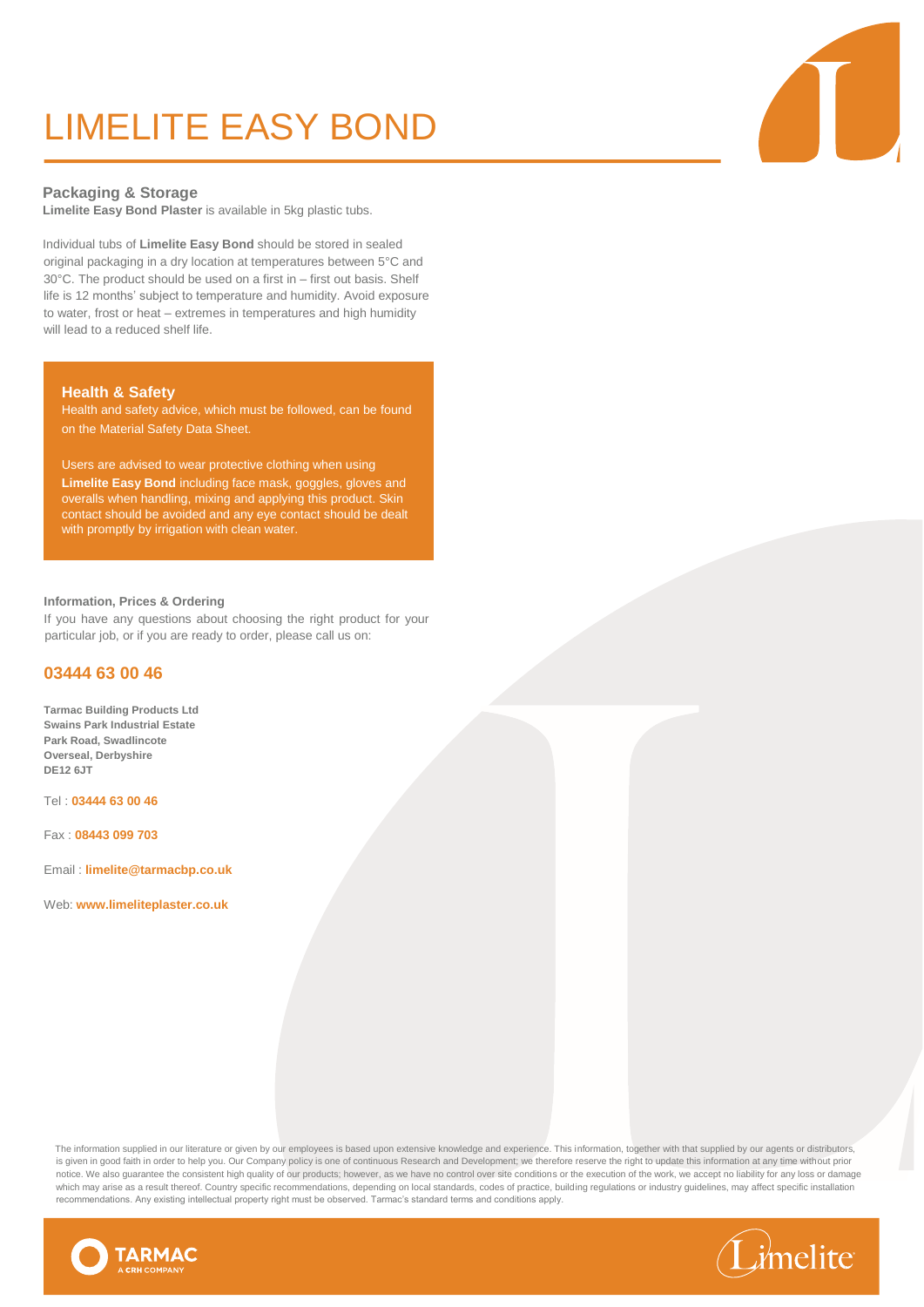# LIMELITE EASY BOND

### Packaging & Storage

**Limelite Easy Bond Plaster** is available in 5kg plastic tubs.

Individual tubs of **Limelite Easy Bond** should be stored in sealed original packaging in a dry location at temperatures between 5°C and 30°C. The product should be used on a first in – first out basis. Shelf life is 12 months' subject to temperature and humidity. Avoid exposure to water, frost or heat – extremes in temperatures and high humidity will lead to a reduced shelf life.

### Health & Safety

Health and safety advice, which must be followed, can be found on the Material Safety Data Sheet.

Users are advised to wear protective clothing when using **Limelite Easy Bond** including face mask, goggles, gloves and overalls when handling, mixing and applying this product. Skin contact should be avoided and any eye contact should be dealt with promptly by irrigation with clean water.

**Information, Prices & Ordering**

If you have any questions about choosing the right product for your particular job, or if you are ready to order, please call us on:

## 03444 63 00 46

**Tarmac Building Products Ltd**
**Swains Park Industrial Estate**
**Park Road, Swadlincote**
**Overseal, Derbyshire**
**DE12 6JT**

Tel : **03444 63 00 46**

Fax : **08443 099 703**

Email : **limelite@tarmacbp.co.uk**

Web: **www.limeliteplaster.co.uk**

The information supplied in our literature or given by our employees is based upon extensive knowledge and experience. This information, together with that supplied by our agents or distributors, is given in good faith in order to help you. Our Company policy is one of continuous Research and Development; we therefore reserve the right to update this information at any time without prior notice. We also guarantee the consistent high quality of our products; however, as we have no control over site conditions or the execution of the work, we accept no liability for any loss or damage which may arise as a result thereof. Country specific recommendations, depending on local standards, codes of practice, building regulations or industry guidelines, may affect specific installation recommendations. Any existing intellectual property right must be observed. Tarmac's standard terms and conditions apply.

TARMAC
A CRH COMPANY

Limelite